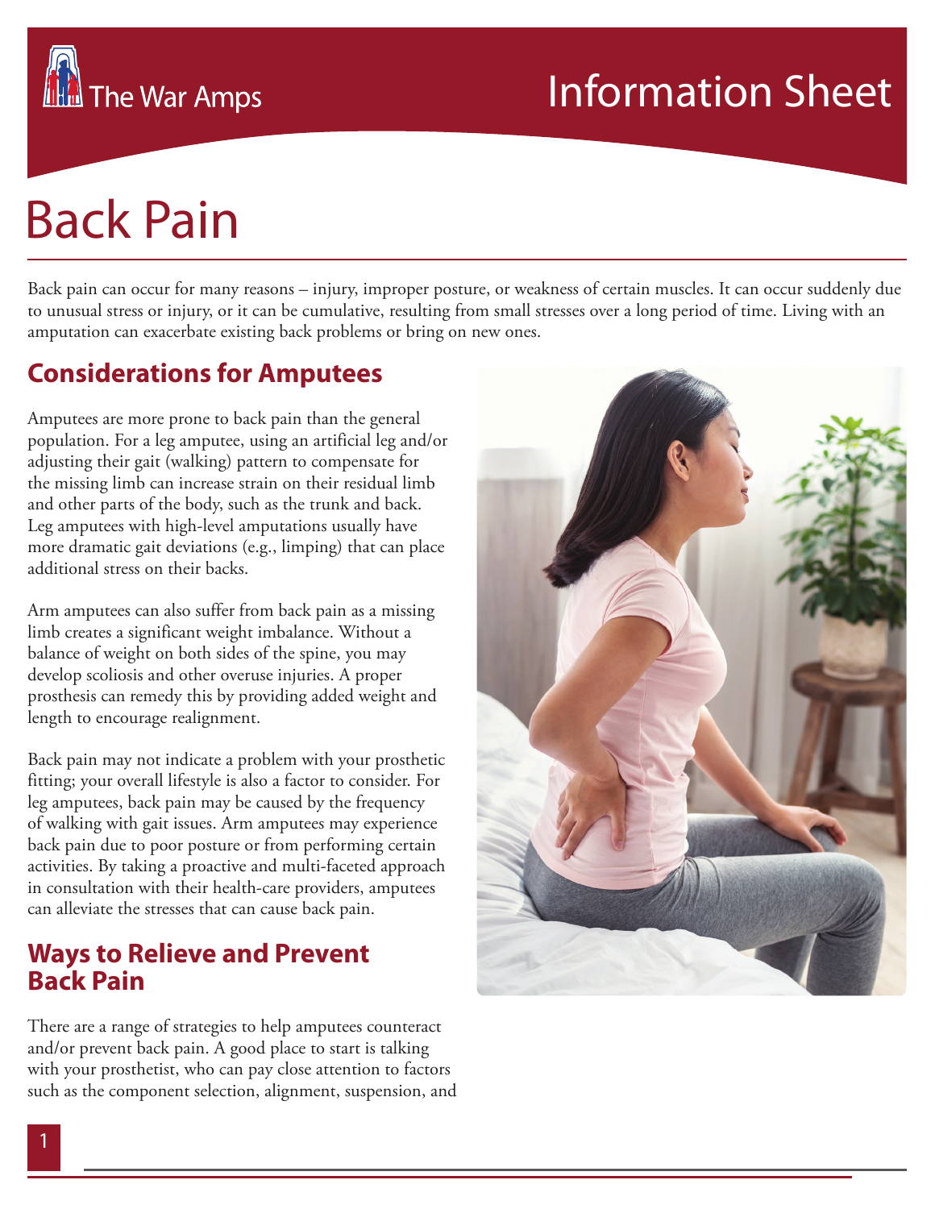The War Amps

Information Sheet

# Back Pain

Back pain can occur for many reasons – injury, improper posture, or weakness of certain muscles. It can occur suddenly due to unusual stress or injury, or it can be cumulative, resulting from small stresses over a long period of time. Living with an amputation can exacerbate existing back problems or bring on new ones.

## Considerations for Amputees

Amputees are more prone to back pain than the general population. For a leg amputee, using an artificial leg and/or adjusting their gait (walking) pattern to compensate for the missing limb can increase strain on their residual limb and other parts of the body, such as the trunk and back. Leg amputees with high-level amputations usually have more dramatic gait deviations (e.g., limping) that can place additional stress on their backs.

Arm amputees can also suffer from back pain as a missing limb creates a significant weight imbalance. Without a balance of weight on both sides of the spine, you may develop scoliosis and other overuse injuries. A proper prosthesis can remedy this by providing added weight and length to encourage realignment.

Back pain may not indicate a problem with your prosthetic fitting; your overall lifestyle is also a factor to consider. For leg amputees, back pain may be caused by the frequency of walking with gait issues. Arm amputees may experience back pain due to poor posture or from performing certain activities. By taking a proactive and multi-faceted approach in consultation with their health-care providers, amputees can alleviate the stresses that can cause back pain.

## Ways to Relieve and Prevent Back Pain

There are a range of strategies to help amputees counteract and/or prevent back pain. A good place to start is talking with your prosthetist, who can pay close attention to factors such as the component selection, alignment, suspension, and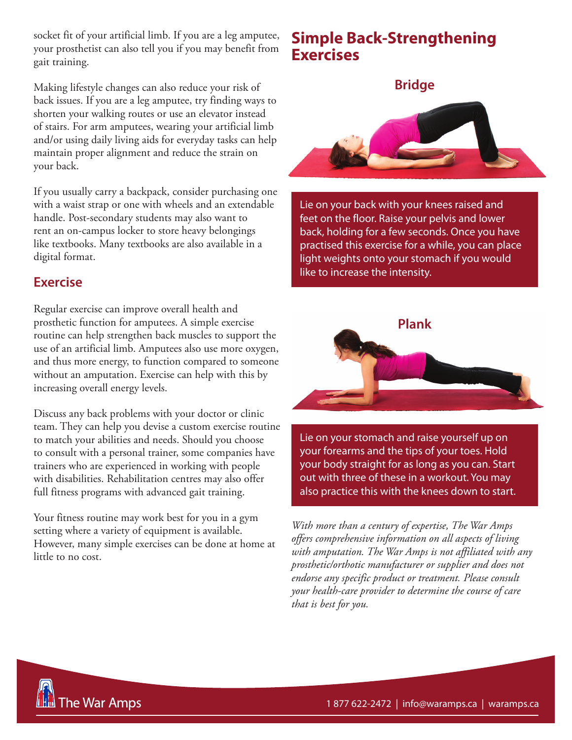socket fit of your artificial limb. If you are a leg amputee, your prosthetist can also tell you if you may benefit from gait training.

Making lifestyle changes can also reduce your risk of back issues. If you are a leg amputee, try finding ways to shorten your walking routes or use an elevator instead of stairs. For arm amputees, wearing your artificial limb and/or using daily living aids for everyday tasks can help maintain proper alignment and reduce the strain on your back.

If you usually carry a backpack, consider purchasing one with a waist strap or one with wheels and an extendable handle. Post-secondary students may also want to rent an on-campus locker to store heavy belongings like textbooks. Many textbooks are also available in a digital format.

## Exercise

Regular exercise can improve overall health and prosthetic function for amputees. A simple exercise routine can help strengthen back muscles to support the use of an artificial limb. Amputees also use more oxygen, and thus more energy, to function compared to someone without an amputation. Exercise can help with this by increasing overall energy levels.

Discuss any back problems with your doctor or clinic team. They can help you devise a custom exercise routine to match your abilities and needs. Should you choose to consult with a personal trainer, some companies have trainers who are experienced in working with people with disabilities. Rehabilitation centres may also offer full fitness programs with advanced gait training.

Your fitness routine may work best for you in a gym setting where a variety of equipment is available. However, many simple exercises can be done at home at little to no cost.

## Simple Back-Strengthening Exercises

### Bridge

Lie on your back with your knees raised and feet on the floor. Raise your pelvis and lower back, holding for a few seconds. Once you have practised this exercise for a while, you can place light weights onto your stomach if you would like to increase the intensity.

### Plank

Lie on your stomach and raise yourself up on your forearms and the tips of your toes. Hold your body straight for as long as you can. Start out with three of these in a workout. You may also practice this with the knees down to start.

*With more than a century of expertise, The War Amps offers comprehensive information on all aspects of living with amputation. The War Amps is not affiliated with any prosthetic/orthotic manufacturer or supplier and does not endorse any specific product or treatment. Please consult your health-care provider to determine the course of care that is best for you.*

The War Amps

1 877 622-2472 | info@waramps.ca | waramps.ca